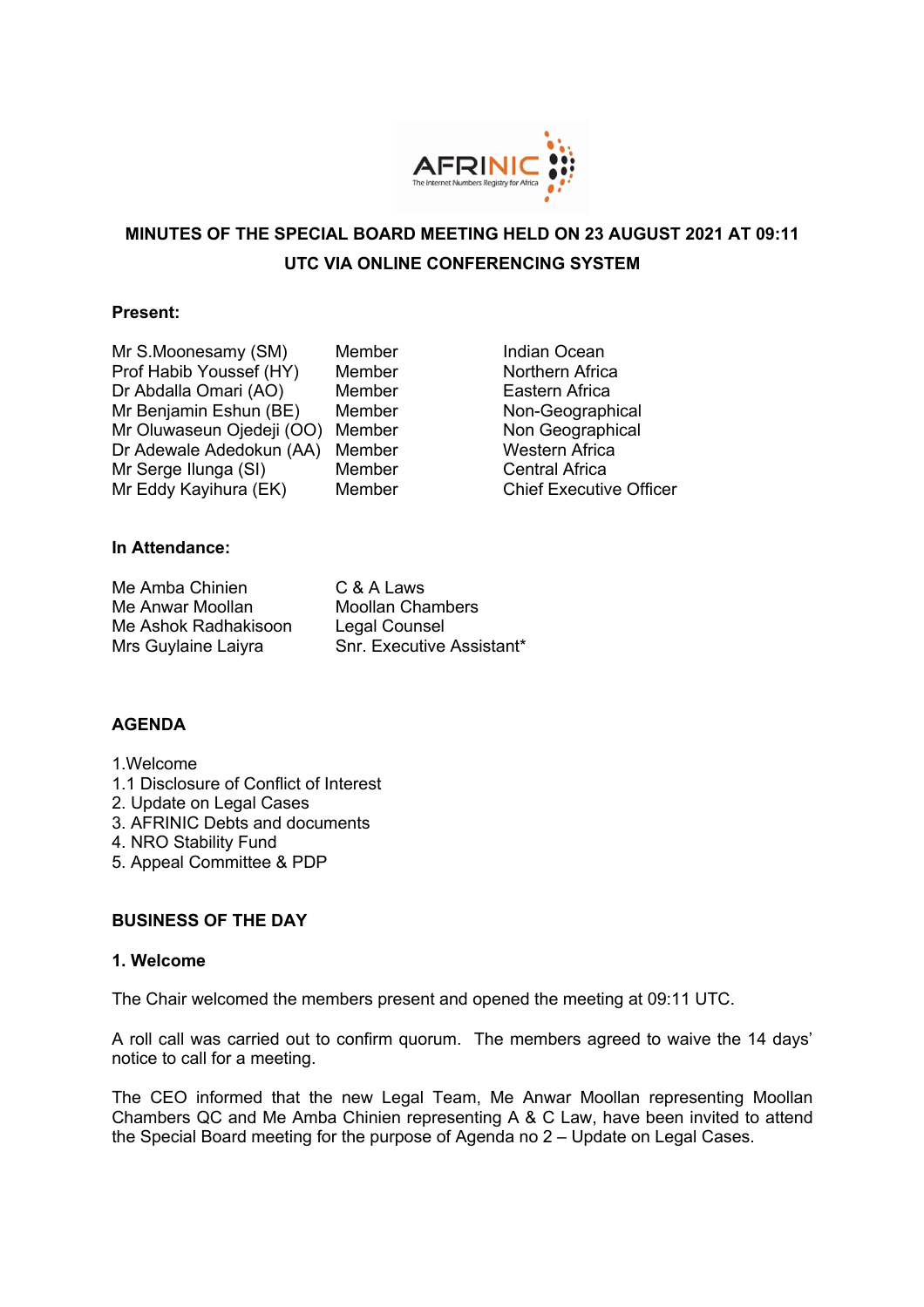# MINUTES OF THE SPECIAL BOARD MEETING HELD ON 23 AUGUST 2021 AT 09:11 UTC VIA ONLINE CONFERENCING SYSTEM

**Present:**

| | | |
|---|---|---|
| Mr S.Moonesamy (SM) | Member | Indian Ocean |
| Prof Habib Youssef (HY) | Member | Northern Africa |
| Dr Abdalla Omari (AO) | Member | Eastern Africa |
| Mr Benjamin Eshun (BE) | Member | Non-Geographical |
| Mr Oluwaseun Ojedeji (OO) | Member | Non Geographical |
| Dr Adewale Adedokun (AA) | Member | Western Africa |
| Mr Serge Ilunga (SI) | Member | Central Africa |
| Mr Eddy Kayihura (EK) | Member | Chief Executive Officer |

**In Attendance:**

| | |
|---|---|
| Me Amba Chinien | C & A Laws |
| Me Anwar Moollan | Moollan Chambers |
| Me Ashok Radhakisoon | Legal Counsel |
| Mrs Guylaine Laiyra | Snr. Executive Assistant* |

**AGENDA**

1.Welcome
1.1 Disclosure of Conflict of Interest
2. Update on Legal Cases
3. AFRINIC Debts and documents
4. NRO Stability Fund
5. Appeal Committee & PDP

**BUSINESS OF THE DAY**

**1. Welcome**

The Chair welcomed the members present and opened the meeting at 09:11 UTC.

A roll call was carried out to confirm quorum. The members agreed to waive the 14 days' notice to call for a meeting.

The CEO informed that the new Legal Team, Me Anwar Moollan representing Moollan Chambers QC and Me Amba Chinien representing A & C Law, have been invited to attend the Special Board meeting for the purpose of Agenda no 2 – Update on Legal Cases.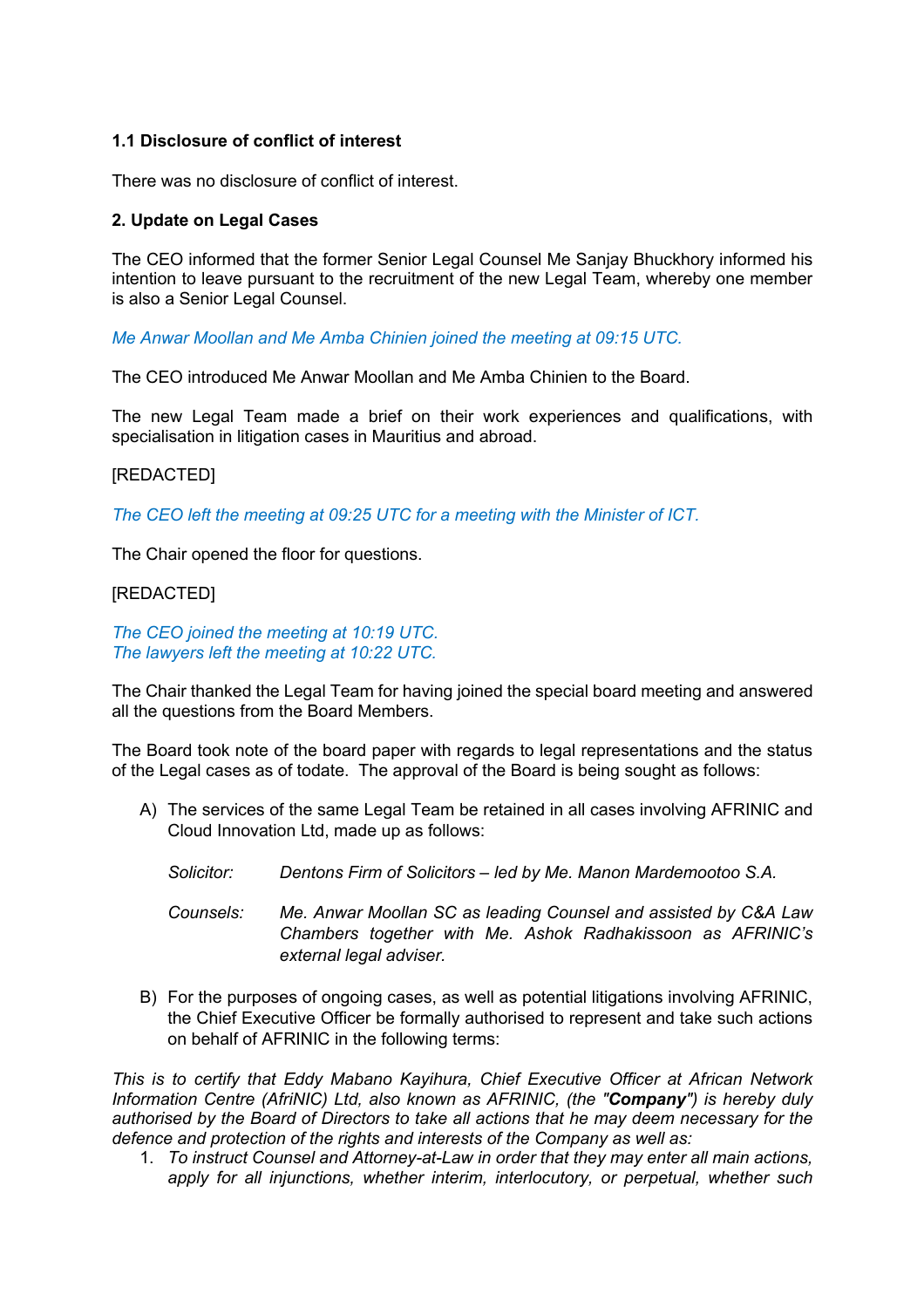### 1.1 Disclosure of conflict of interest

There was no disclosure of conflict of interest.

### 2. Update on Legal Cases

The CEO informed that the former Senior Legal Counsel Me Sanjay Bhuckhory informed his intention to leave pursuant to the recruitment of the new Legal Team, whereby one member is also a Senior Legal Counsel.

*Me Anwar Moollan and Me Amba Chinien joined the meeting at 09:15 UTC.*

The CEO introduced Me Anwar Moollan and Me Amba Chinien to the Board.

The new Legal Team made a brief on their work experiences and qualifications, with specialisation in litigation cases in Mauritius and abroad.

[REDACTED]

*The CEO left the meeting at 09:25 UTC for a meeting with the Minister of ICT.*

The Chair opened the floor for questions.

[REDACTED]

*The CEO joined the meeting at 10:19 UTC.*
*The lawyers left the meeting at 10:22 UTC.*

The Chair thanked the Legal Team for having joined the special board meeting and answered all the questions from the Board Members.

The Board took note of the board paper with regards to legal representations and the status of the Legal cases as of todate. The approval of the Board is being sought as follows:

A) The services of the same Legal Team be retained in all cases involving AFRINIC and Cloud Innovation Ltd, made up as follows:

   *Solicitor:* *Dentons Firm of Solicitors – led by Me. Manon Mardemootoo S.A.*

   *Counsels:* *Me. Anwar Moollan SC as leading Counsel and assisted by C&A Law Chambers together with Me. Ashok Radhakissoon as AFRINIC's external legal adviser.*

B) For the purposes of ongoing cases, as well as potential litigations involving AFRINIC, the Chief Executive Officer be formally authorised to represent and take such actions on behalf of AFRINIC in the following terms:

*This is to certify that Eddy Mabano Kayihura, Chief Executive Officer at African Network Information Centre (AfriNIC) Ltd, also known as AFRINIC, (the "**Company**") is hereby duly authorised by the Board of Directors to take all actions that he may deem necessary for the defence and protection of the rights and interests of the Company as well as:*

1. *To instruct Counsel and Attorney-at-Law in order that they may enter all main actions, apply for all injunctions, whether interim, interlocutory, or perpetual, whether such*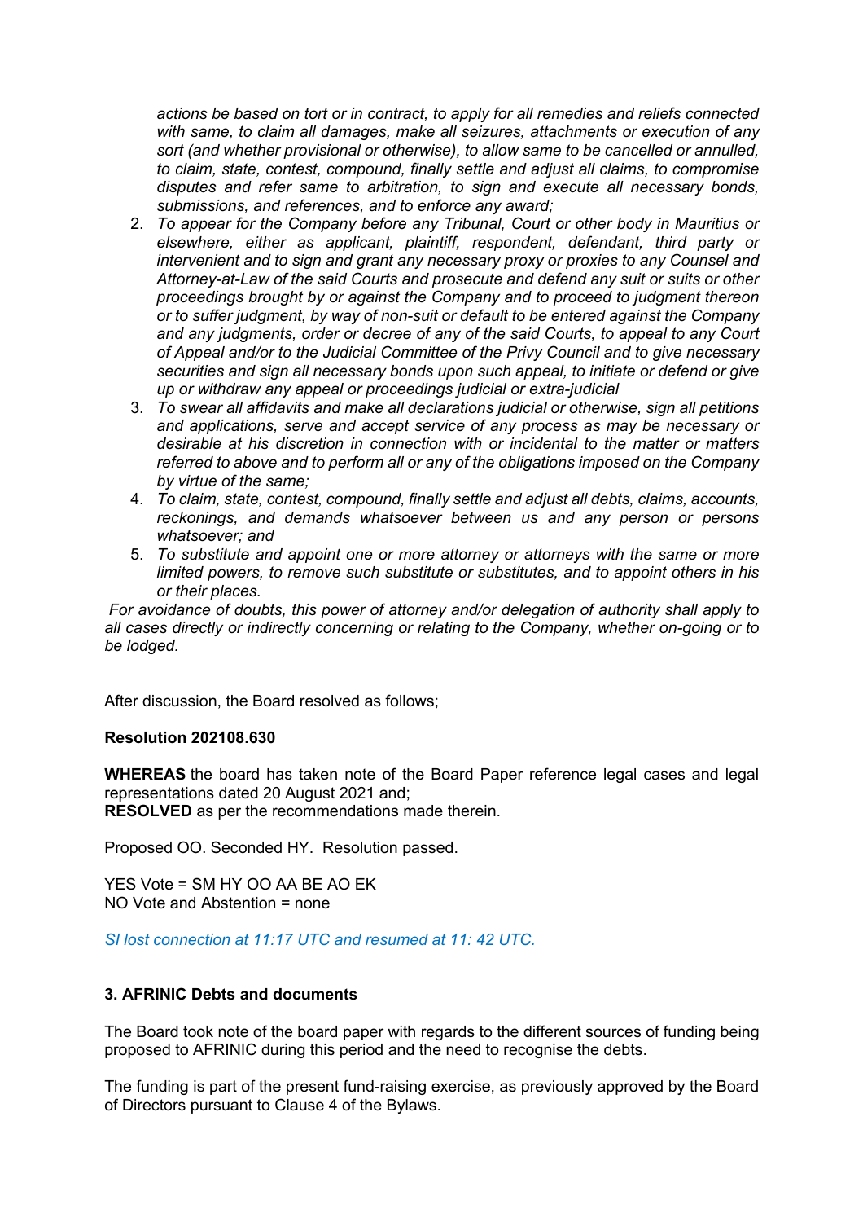*actions be based on tort or in contract, to apply for all remedies and reliefs connected with same, to claim all damages, make all seizures, attachments or execution of any sort (and whether provisional or otherwise), to allow same to be cancelled or annulled, to claim, state, contest, compound, finally settle and adjust all claims, to compromise disputes and refer same to arbitration, to sign and execute all necessary bonds, submissions, and references, and to enforce any award;*

2. *To appear for the Company before any Tribunal, Court or other body in Mauritius or elsewhere, either as applicant, plaintiff, respondent, defendant, third party or intervenient and to sign and grant any necessary proxy or proxies to any Counsel and Attorney-at-Law of the said Courts and prosecute and defend any suit or suits or other proceedings brought by or against the Company and to proceed to judgment thereon or to suffer judgment, by way of non-suit or default to be entered against the Company and any judgments, order or decree of any of the said Courts, to appeal to any Court of Appeal and/or to the Judicial Committee of the Privy Council and to give necessary securities and sign all necessary bonds upon such appeal, to initiate or defend or give up or withdraw any appeal or proceedings judicial or extra-judicial*
3. *To swear all affidavits and make all declarations judicial or otherwise, sign all petitions and applications, serve and accept service of any process as may be necessary or desirable at his discretion in connection with or incidental to the matter or matters referred to above and to perform all or any of the obligations imposed on the Company by virtue of the same;*
4. *To claim, state, contest, compound, finally settle and adjust all debts, claims, accounts, reckonings, and demands whatsoever between us and any person or persons whatsoever; and*
5. *To substitute and appoint one or more attorney or attorneys with the same or more limited powers, to remove such substitute or substitutes, and to appoint others in his or their places.*

*For avoidance of doubts, this power of attorney and/or delegation of authority shall apply to all cases directly or indirectly concerning or relating to the Company, whether on-going or to be lodged.*

After discussion, the Board resolved as follows;

**Resolution 202108.630**

**WHEREAS** the board has taken note of the Board Paper reference legal cases and legal representations dated 20 August 2021 and;
**RESOLVED** as per the recommendations made therein.

Proposed OO. Seconded HY. Resolution passed.

YES Vote = SM HY OO AA BE AO EK
NO Vote and Abstention = none

*SI lost connection at 11:17 UTC and resumed at 11: 42 UTC.*

### 3. AFRINIC Debts and documents

The Board took note of the board paper with regards to the different sources of funding being proposed to AFRINIC during this period and the need to recognise the debts.

The funding is part of the present fund-raising exercise, as previously approved by the Board of Directors pursuant to Clause 4 of the Bylaws.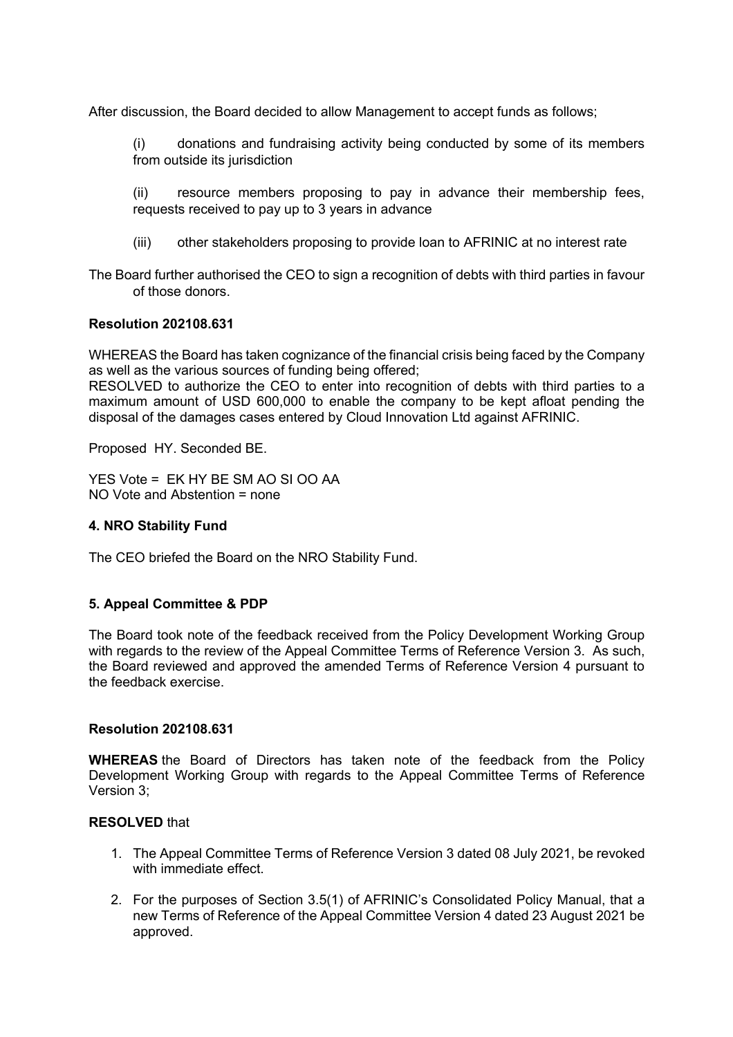After discussion, the Board decided to allow Management to accept funds as follows;

(i) donations and fundraising activity being conducted by some of its members from outside its jurisdiction

(ii) resource members proposing to pay in advance their membership fees, requests received to pay up to 3 years in advance

(iii) other stakeholders proposing to provide loan to AFRINIC at no interest rate

The Board further authorised the CEO to sign a recognition of debts with third parties in favour of those donors.

**Resolution 202108.631**

WHEREAS the Board has taken cognizance of the financial crisis being faced by the Company as well as the various sources of funding being offered;
RESOLVED to authorize the CEO to enter into recognition of debts with third parties to a maximum amount of USD 600,000 to enable the company to be kept afloat pending the disposal of the damages cases entered by Cloud Innovation Ltd against AFRINIC.

Proposed HY. Seconded BE.

YES Vote = EK HY BE SM AO SI OO AA
NO Vote and Abstention = none

**4. NRO Stability Fund**

The CEO briefed the Board on the NRO Stability Fund.

**5. Appeal Committee & PDP**

The Board took note of the feedback received from the Policy Development Working Group with regards to the review of the Appeal Committee Terms of Reference Version 3. As such, the Board reviewed and approved the amended Terms of Reference Version 4 pursuant to the feedback exercise.

**Resolution 202108.631**

**WHEREAS** the Board of Directors has taken note of the feedback from the Policy Development Working Group with regards to the Appeal Committee Terms of Reference Version 3;

**RESOLVED** that

1. The Appeal Committee Terms of Reference Version 3 dated 08 July 2021, be revoked with immediate effect.
2. For the purposes of Section 3.5(1) of AFRINIC's Consolidated Policy Manual, that a new Terms of Reference of the Appeal Committee Version 4 dated 23 August 2021 be approved.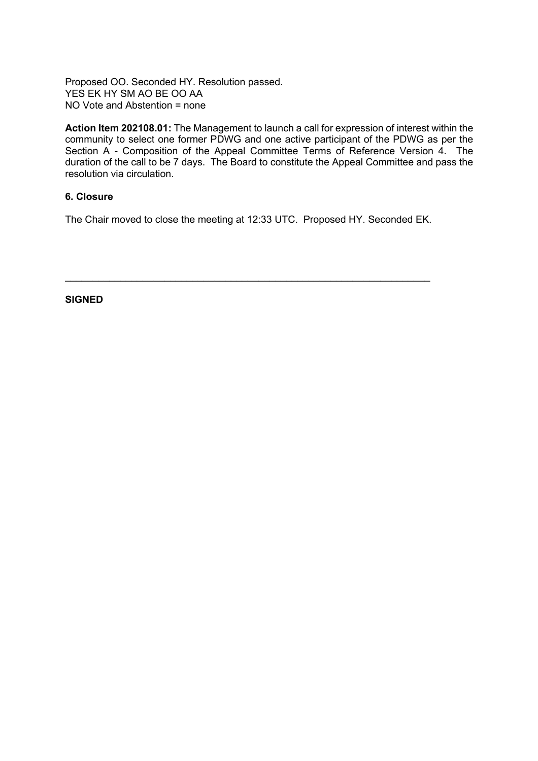Proposed OO. Seconded HY. Resolution passed.
YES EK HY SM AO BE OO AA
NO Vote and Abstention = none

**Action Item 202108.01:** The Management to launch a call for expression of interest within the community to select one former PDWG and one active participant of the PDWG as per the Section A - Composition of the Appeal Committee Terms of Reference Version 4. The duration of the call to be 7 days. The Board to constitute the Appeal Committee and pass the resolution via circulation.

**6. Closure**

The Chair moved to close the meeting at 12:33 UTC. Proposed HY. Seconded EK.

---

**SIGNED**